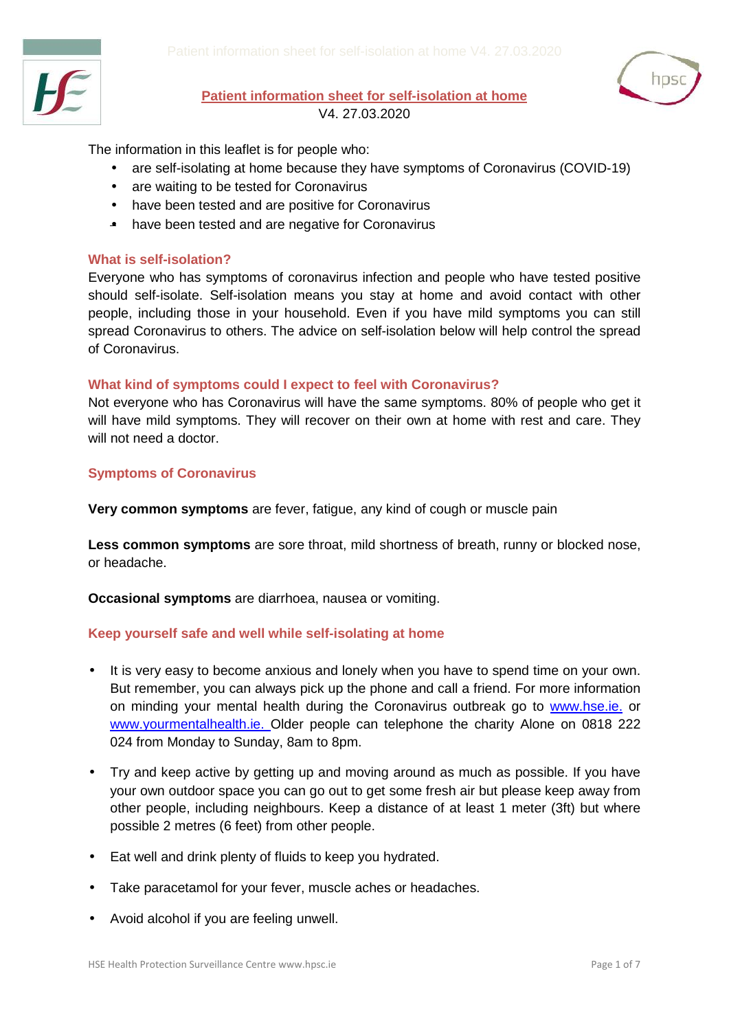# Patient information sheet for self-isolation at home

V4. 27.03.2020

The information in this leaflet is for people who:

- are self-isolating at home because they have symptoms of Coronavirus (COVID-19)
- are waiting to be tested for Coronavirus
- have been tested and are positive for Coronavirus
- have been tested and are negative for Coronavirus

## What is self-isolation?

Everyone who has symptoms of coronavirus infection and people who have tested positive should self-isolate. Self-isolation means you stay at home and avoid contact with other people, including those in your household. Even if you have mild symptoms you can still spread Coronavirus to others. The advice on self-isolation below will help control the spread of Coronavirus.

## What kind of symptoms could I expect to feel with Coronavirus?

Not everyone who has Coronavirus will have the same symptoms. 80% of people who get it will have mild symptoms. They will recover on their own at home with rest and care. They will not need a doctor.

## Symptoms of Coronavirus

**Very common symptoms** are fever, fatigue, any kind of cough or muscle pain

**Less common symptoms** are sore throat, mild shortness of breath, runny or blocked nose, or headache.

**Occasional symptoms** are diarrhoea, nausea or vomiting.

## Keep yourself safe and well while self-isolating at home

- It is very easy to become anxious and lonely when you have to spend time on your own. But remember, you can always pick up the phone and call a friend. For more information on minding your mental health during the Coronavirus outbreak go to www.hse.ie. or www.yourmentalhealth.ie. Older people can telephone the charity Alone on 0818 222 024 from Monday to Sunday, 8am to 8pm.
- Try and keep active by getting up and moving around as much as possible. If you have your own outdoor space you can go out to get some fresh air but please keep away from other people, including neighbours. Keep a distance of at least 1 meter (3ft) but where possible 2 metres (6 feet) from other people.
- Eat well and drink plenty of fluids to keep you hydrated.
- Take paracetamol for your fever, muscle aches or headaches.
- Avoid alcohol if you are feeling unwell.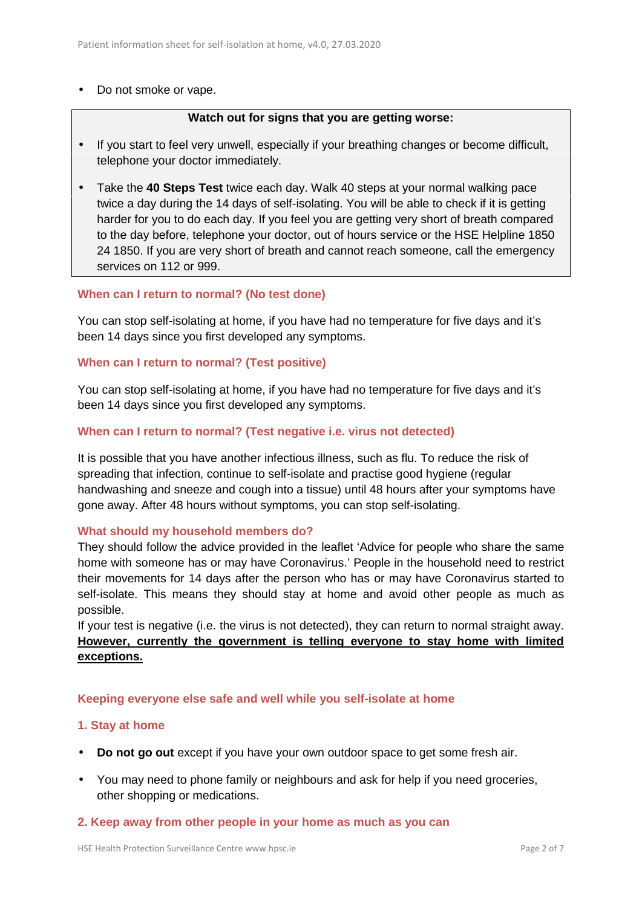- Do not smoke or vape.

**Watch out for signs that you are getting worse:**

- If you start to feel very unwell, especially if your breathing changes or become difficult, telephone your doctor immediately.
- Take the **40 Steps Test** twice each day. Walk 40 steps at your normal walking pace twice a day during the 14 days of self-isolating. You will be able to check if it is getting harder for you to do each day. If you feel you are getting very short of breath compared to the day before, telephone your doctor, out of hours service or the HSE Helpline 1850 24 1850. If you are very short of breath and cannot reach someone, call the emergency services on 112 or 999.

### When can I return to normal? (No test done)

You can stop self-isolating at home, if you have had no temperature for five days and it's been 14 days since you first developed any symptoms.

### When can I return to normal? (Test positive)

You can stop self-isolating at home, if you have had no temperature for five days and it's been 14 days since you first developed any symptoms.

### When can I return to normal? (Test negative i.e. virus not detected)

It is possible that you have another infectious illness, such as flu. To reduce the risk of spreading that infection, continue to self-isolate and practise good hygiene (regular handwashing and sneeze and cough into a tissue) until 48 hours after your symptoms have gone away. After 48 hours without symptoms, you can stop self-isolating.

### What should my household members do?

They should follow the advice provided in the leaflet 'Advice for people who share the same home with someone has or may have Coronavirus.' People in the household need to restrict their movements for 14 days after the person who has or may have Coronavirus started to self-isolate. This means they should stay at home and avoid other people as much as possible.

If your test is negative (i.e. the virus is not detected), they can return to normal straight away. **<u>However, currently the government is telling everyone to stay home with limited exceptions.</u>**

## Keeping everyone else safe and well while you self-isolate at home

### 1. Stay at home

- **Do not go out** except if you have your own outdoor space to get some fresh air.
- You may need to phone family or neighbours and ask for help if you need groceries, other shopping or medications.

### 2. Keep away from other people in your home as much as you can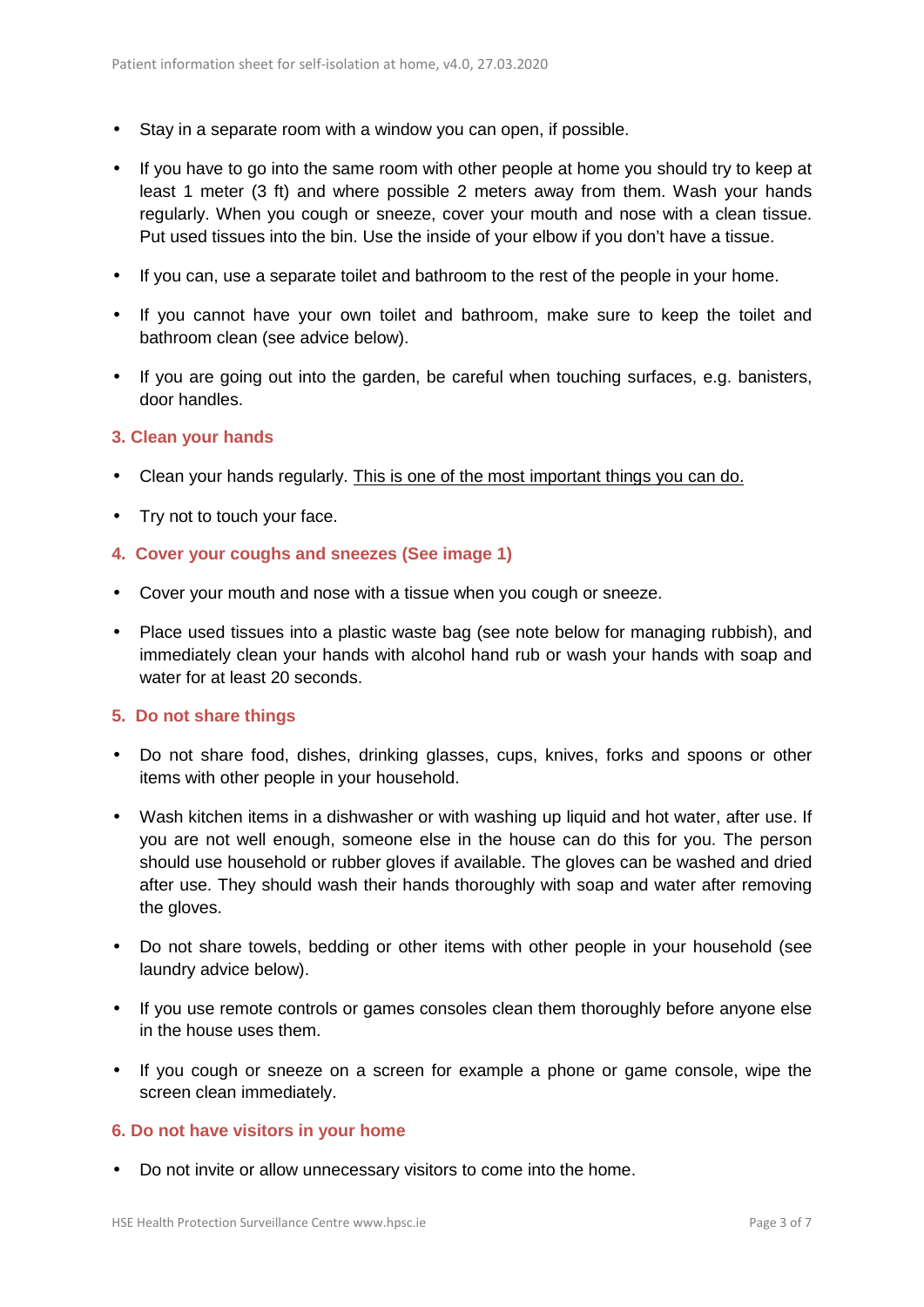- Stay in a separate room with a window you can open, if possible.
- If you have to go into the same room with other people at home you should try to keep at least 1 meter (3 ft) and where possible 2 meters away from them. Wash your hands regularly. When you cough or sneeze, cover your mouth and nose with a clean tissue. Put used tissues into the bin. Use the inside of your elbow if you don't have a tissue.
- If you can, use a separate toilet and bathroom to the rest of the people in your home.
- If you cannot have your own toilet and bathroom, make sure to keep the toilet and bathroom clean (see advice below).
- If you are going out into the garden, be careful when touching surfaces, e.g. banisters, door handles.

### 3. Clean your hands

- Clean your hands regularly. <u>This is one of the most important things you can do.</u>
- Try not to touch your face.

### 4. Cover your coughs and sneezes (See image 1)

- Cover your mouth and nose with a tissue when you cough or sneeze.
- Place used tissues into a plastic waste bag (see note below for managing rubbish), and immediately clean your hands with alcohol hand rub or wash your hands with soap and water for at least 20 seconds.

### 5. Do not share things

- Do not share food, dishes, drinking glasses, cups, knives, forks and spoons or other items with other people in your household.
- Wash kitchen items in a dishwasher or with washing up liquid and hot water, after use. If you are not well enough, someone else in the house can do this for you. The person should use household or rubber gloves if available. The gloves can be washed and dried after use. They should wash their hands thoroughly with soap and water after removing the gloves.
- Do not share towels, bedding or other items with other people in your household (see laundry advice below).
- If you use remote controls or games consoles clean them thoroughly before anyone else in the house uses them.
- If you cough or sneeze on a screen for example a phone or game console, wipe the screen clean immediately.

### 6. Do not have visitors in your home

- Do not invite or allow unnecessary visitors to come into the home.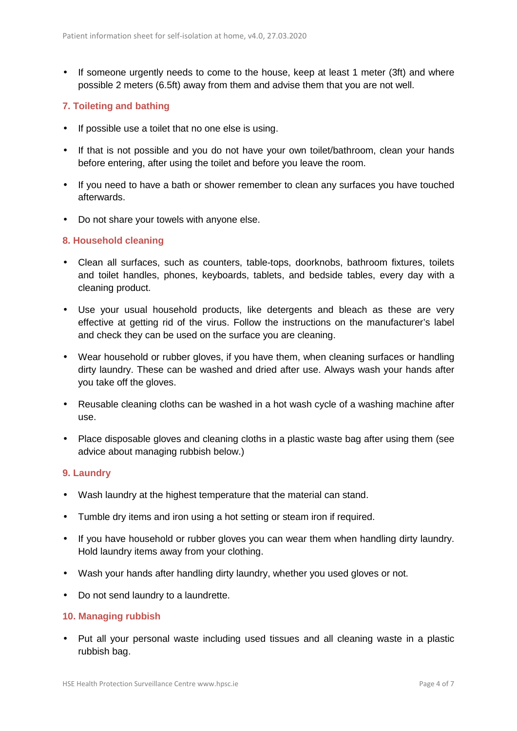- If someone urgently needs to come to the house, keep at least 1 meter (3ft) and where possible 2 meters (6.5ft) away from them and advise them that you are not well.

## 7. Toileting and bathing

- If possible use a toilet that no one else is using.
- If that is not possible and you do not have your own toilet/bathroom, clean your hands before entering, after using the toilet and before you leave the room.
- If you need to have a bath or shower remember to clean any surfaces you have touched afterwards.
- Do not share your towels with anyone else.

## 8. Household cleaning

- Clean all surfaces, such as counters, table-tops, doorknobs, bathroom fixtures, toilets and toilet handles, phones, keyboards, tablets, and bedside tables, every day with a cleaning product.
- Use your usual household products, like detergents and bleach as these are very effective at getting rid of the virus. Follow the instructions on the manufacturer's label and check they can be used on the surface you are cleaning.
- Wear household or rubber gloves, if you have them, when cleaning surfaces or handling dirty laundry. These can be washed and dried after use. Always wash your hands after you take off the gloves.
- Reusable cleaning cloths can be washed in a hot wash cycle of a washing machine after use.
- Place disposable gloves and cleaning cloths in a plastic waste bag after using them (see advice about managing rubbish below.)

## 9. Laundry

- Wash laundry at the highest temperature that the material can stand.
- Tumble dry items and iron using a hot setting or steam iron if required.
- If you have household or rubber gloves you can wear them when handling dirty laundry. Hold laundry items away from your clothing.
- Wash your hands after handling dirty laundry, whether you used gloves or not.
- Do not send laundry to a laundrette.

## 10. Managing rubbish

- Put all your personal waste including used tissues and all cleaning waste in a plastic rubbish bag.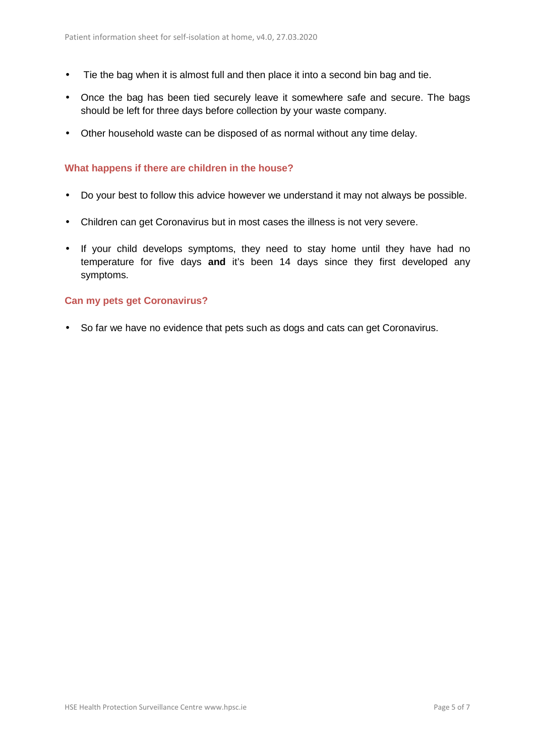- Tie the bag when it is almost full and then place it into a second bin bag and tie.
- Once the bag has been tied securely leave it somewhere safe and secure. The bags should be left for three days before collection by your waste company.
- Other household waste can be disposed of as normal without any time delay.

### What happens if there are children in the house?

- Do your best to follow this advice however we understand it may not always be possible.
- Children can get Coronavirus but in most cases the illness is not very severe.
- If your child develops symptoms, they need to stay home until they have had no temperature for five days **and** it's been 14 days since they first developed any symptoms.

### Can my pets get Coronavirus?

- So far we have no evidence that pets such as dogs and cats can get Coronavirus.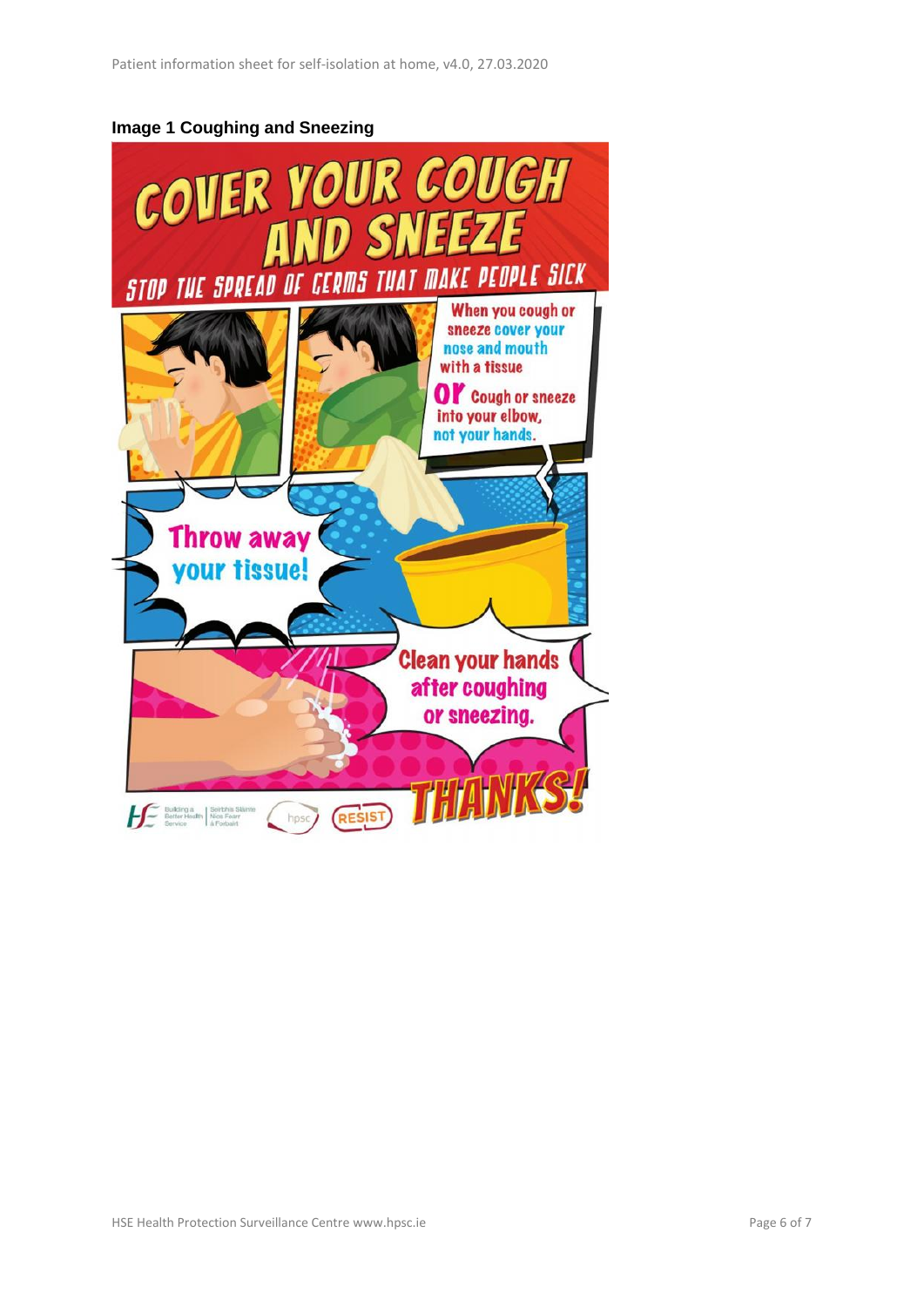**Image 1 Coughing and Sneezing**

# COVER YOUR COUGH AND SNEEZE

STOP THE SPREAD OF GERMS THAT MAKE PEOPLE SICK

When you cough or sneeze cover your nose and mouth with a tissue

OR Cough or sneeze into your elbow, not your hands.

Throw away your tissue!

Clean your hands after coughing or sneezing.

THANKS!

Building a Better Health Service | Seirbhís Sláinte Níos Fearr á Forbairt

hpsc

RESIST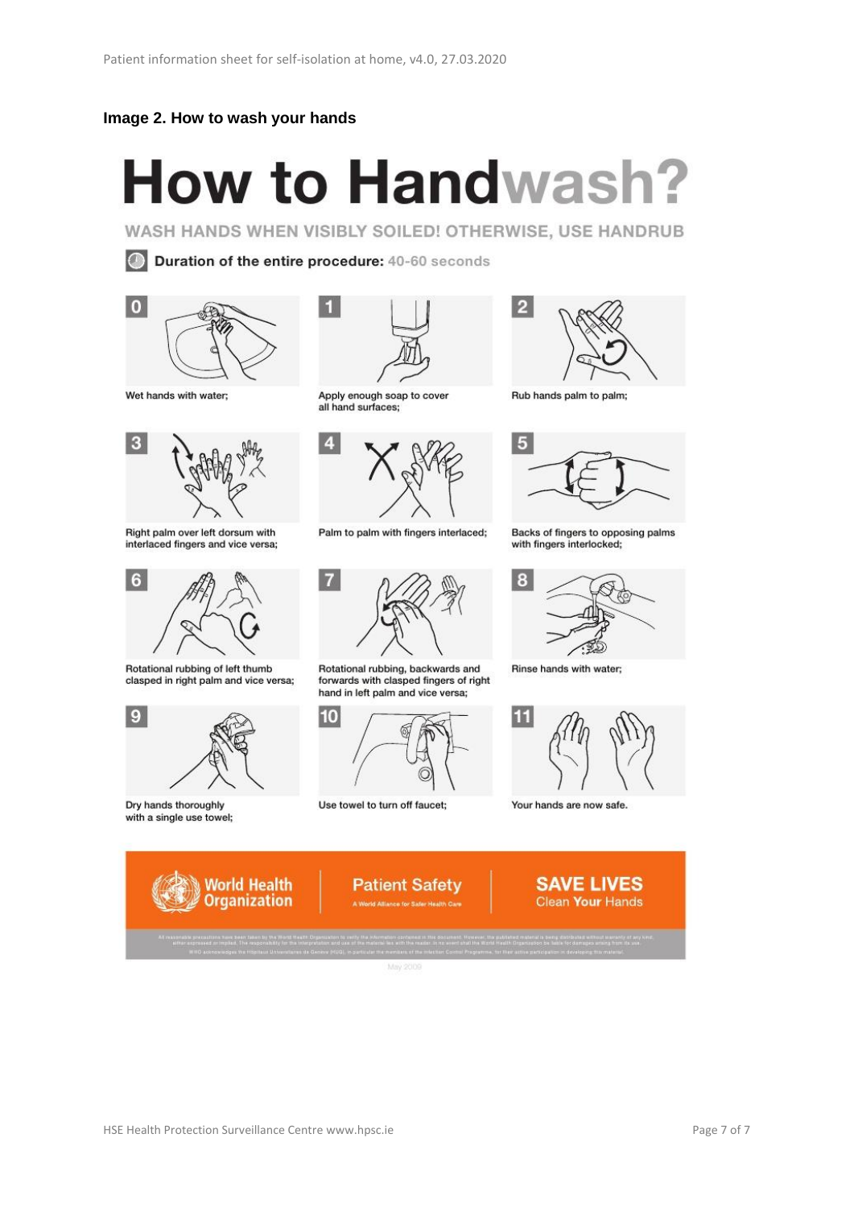**Image 2. How to wash your hands**

# How to Handwash?

WASH HANDS WHEN VISIBLY SOILED! OTHERWISE, USE HANDRUB

**Duration of the entire procedure:** 40-60 seconds

0. Wet hands with water;
1. Apply enough soap to cover all hand surfaces;
2. Rub hands palm to palm;
3. Right palm over left dorsum with interlaced fingers and vice versa;
4. Palm to palm with fingers interlaced;
5. Backs of fingers to opposing palms with fingers interlocked;
6. Rotational rubbing of left thumb clasped in right palm and vice versa;
7. Rotational rubbing, backwards and forwards with clasped fingers of right hand in left palm and vice versa;
8. Rinse hands with water;
9. Dry hands thoroughly with a single use towel;
10. Use towel to turn off faucet;
11. Your hands are now safe.

World Health Organization | Patient Safety — A World Alliance for Safer Health Care | SAVE LIVES Clean Your Hands

All reasonable precautions have been taken by the World Health Organization to verify the information contained in this document. However, the published material is being distributed without warranty of any kind, either expressed or implied. The responsibility for the interpretation and use of the material lies with the reader. In no event shall the World Health Organization be liable for damages arising from its use. WHO acknowledges the Hôpitaux Universitaires de Genève (HUG), in particular the members of the Infection Control Programme, for their active participation in developing this material.

May 2009